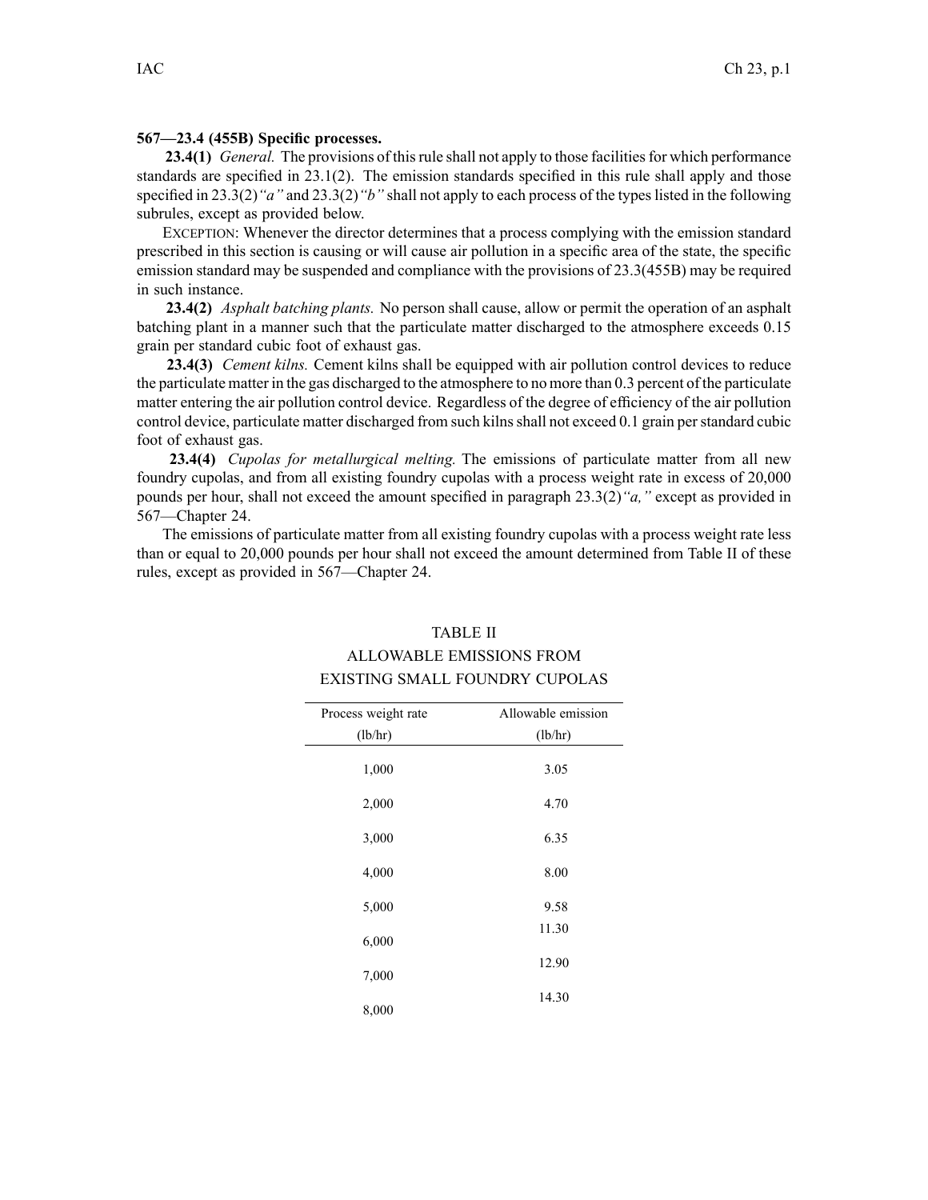**567—23.4 (455B) Specific processes.**

**23.4(1)** *General.* The provisions of this rule shall not apply to those facilities for which performance standards are specified in 23.1(2). The emission standards specified in this rule shall apply and those specified in 23.3(2)*"a"* and 23.3(2)*"b"* shall not apply to each process of the types listed in the following subrules, except as provided below.

EXCEPTION: Whenever the director determines that a process complying with the emission standard prescribed in this section is causing or will cause air pollution in a specific area of the state, the specific emission standard may be suspended and compliance with the provisions of 23.3(455B) may be required in such instance.

**23.4(2)** *Asphalt batching plants.* No person shall cause, allow or permit the operation of an asphalt batching plant in a manner such that the particulate matter discharged to the atmosphere exceeds 0.15 grain per standard cubic foot of exhaust gas.

**23.4(3)** *Cement kilns.* Cement kilns shall be equipped with air pollution control devices to reduce the particulate matter in the gas discharged to the atmosphere to no more than 0.3 percent of the particulate matter entering the air pollution control device. Regardless of the degree of efficiency of the air pollution control device, particulate matter discharged from such kilns shall not exceed 0.1 grain per standard cubic foot of exhaust gas.

**23.4(4)** *Cupolas for metallurgical melting.* The emissions of particulate matter from all new foundry cupolas, and from all existing foundry cupolas with a process weight rate in excess of 20,000 pounds per hour, shall not exceed the amount specified in paragraph 23.3(2)*"a,"* except as provided in 567—Chapter 24.

The emissions of particulate matter from all existing foundry cupolas with a process weight rate less than or equal to 20,000 pounds per hour shall not exceed the amount determined from Table II of these rules, except as provided in 567—Chapter 24.

TABLE II
ALLOWABLE EMISSIONS FROM
EXISTING SMALL FOUNDRY CUPOLAS

| Process weight rate (lb/hr) | Allowable emission (lb/hr) |
|---|---|
| 1,000 | 3.05 |
| 2,000 | 4.70 |
| 3,000 | 6.35 |
| 4,000 | 8.00 |
| 5,000 | 9.58 |
| 6,000 | 11.30 |
| 7,000 | 12.90 |
| 8,000 | 14.30 |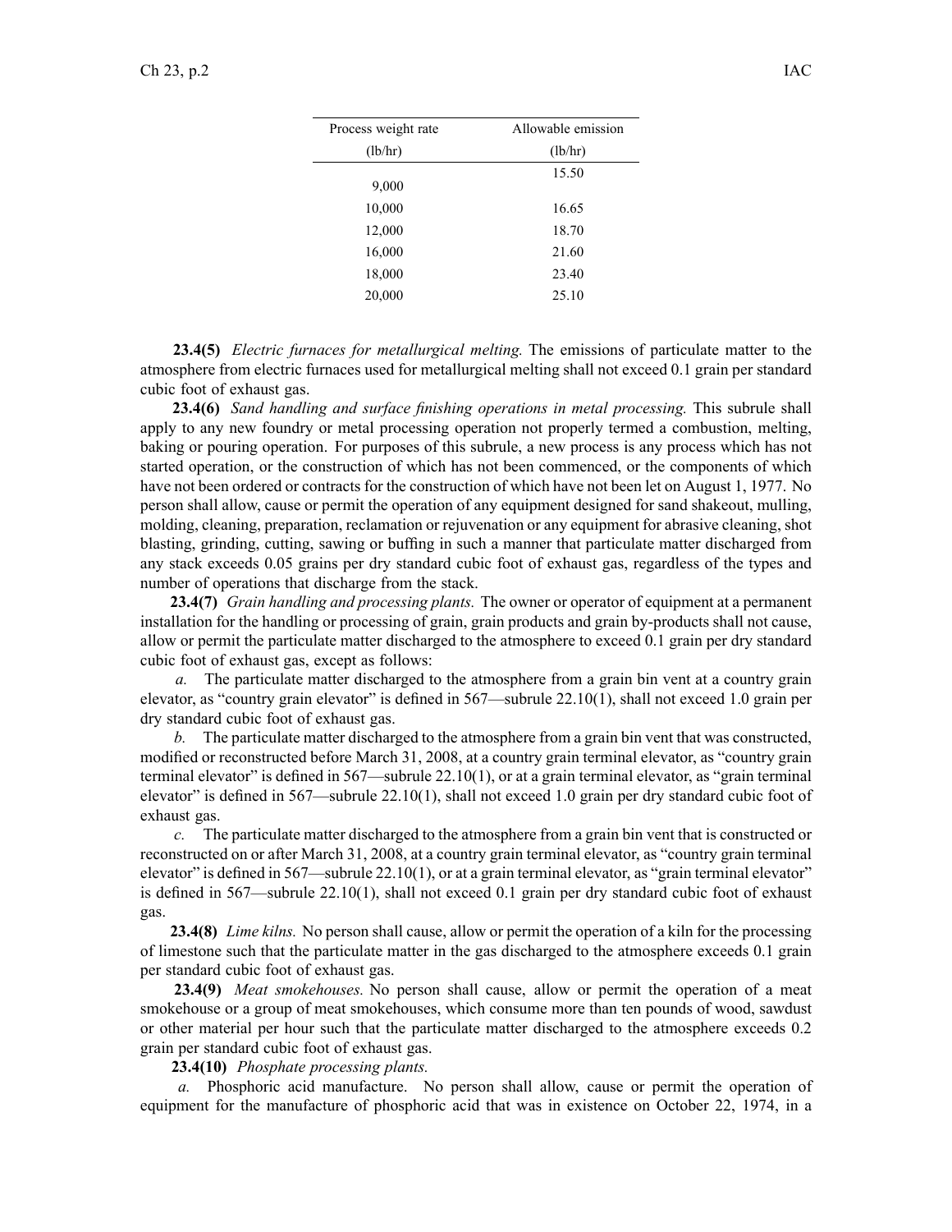| Process weight rate (lb/hr) | Allowable emission (lb/hr) |
|---|---|
| 9,000 | 15.50 |
| 10,000 | 16.65 |
| 12,000 | 18.70 |
| 16,000 | 21.60 |
| 18,000 | 23.40 |
| 20,000 | 25.10 |

**23.4(5)** *Electric furnaces for metallurgical melting.* The emissions of particulate matter to the atmosphere from electric furnaces used for metallurgical melting shall not exceed 0.1 grain per standard cubic foot of exhaust gas.

**23.4(6)** *Sand handling and surface finishing operations in metal processing.* This subrule shall apply to any new foundry or metal processing operation not properly termed a combustion, melting, baking or pouring operation. For purposes of this subrule, a new process is any process which has not started operation, or the construction of which has not been commenced, or the components of which have not been ordered or contracts for the construction of which have not been let on August 1, 1977. No person shall allow, cause or permit the operation of any equipment designed for sand shakeout, mulling, molding, cleaning, preparation, reclamation or rejuvenation or any equipment for abrasive cleaning, shot blasting, grinding, cutting, sawing or buffing in such a manner that particulate matter discharged from any stack exceeds 0.05 grains per dry standard cubic foot of exhaust gas, regardless of the types and number of operations that discharge from the stack.

**23.4(7)** *Grain handling and processing plants.* The owner or operator of equipment at a permanent installation for the handling or processing of grain, grain products and grain by-products shall not cause, allow or permit the particulate matter discharged to the atmosphere to exceed 0.1 grain per dry standard cubic foot of exhaust gas, except as follows:

*a.* The particulate matter discharged to the atmosphere from a grain bin vent at a country grain elevator, as "country grain elevator" is defined in 567—subrule 22.10(1), shall not exceed 1.0 grain per dry standard cubic foot of exhaust gas.

*b.* The particulate matter discharged to the atmosphere from a grain bin vent that was constructed, modified or reconstructed before March 31, 2008, at a country grain terminal elevator, as "country grain terminal elevator" is defined in 567—subrule 22.10(1), or at a grain terminal elevator, as "grain terminal elevator" is defined in 567—subrule 22.10(1), shall not exceed 1.0 grain per dry standard cubic foot of exhaust gas.

*c.* The particulate matter discharged to the atmosphere from a grain bin vent that is constructed or reconstructed on or after March 31, 2008, at a country grain terminal elevator, as "country grain terminal elevator" is defined in 567—subrule 22.10(1), or at a grain terminal elevator, as "grain terminal elevator" is defined in 567—subrule 22.10(1), shall not exceed 0.1 grain per dry standard cubic foot of exhaust gas.

**23.4(8)** *Lime kilns.* No person shall cause, allow or permit the operation of a kiln for the processing of limestone such that the particulate matter in the gas discharged to the atmosphere exceeds 0.1 grain per standard cubic foot of exhaust gas.

**23.4(9)** *Meat smokehouses.* No person shall cause, allow or permit the operation of a meat smokehouse or a group of meat smokehouses, which consume more than ten pounds of wood, sawdust or other material per hour such that the particulate matter discharged to the atmosphere exceeds 0.2 grain per standard cubic foot of exhaust gas.

**23.4(10)** *Phosphate processing plants.*

*a.* Phosphoric acid manufacture. No person shall allow, cause or permit the operation of equipment for the manufacture of phosphoric acid that was in existence on October 22, 1974, in a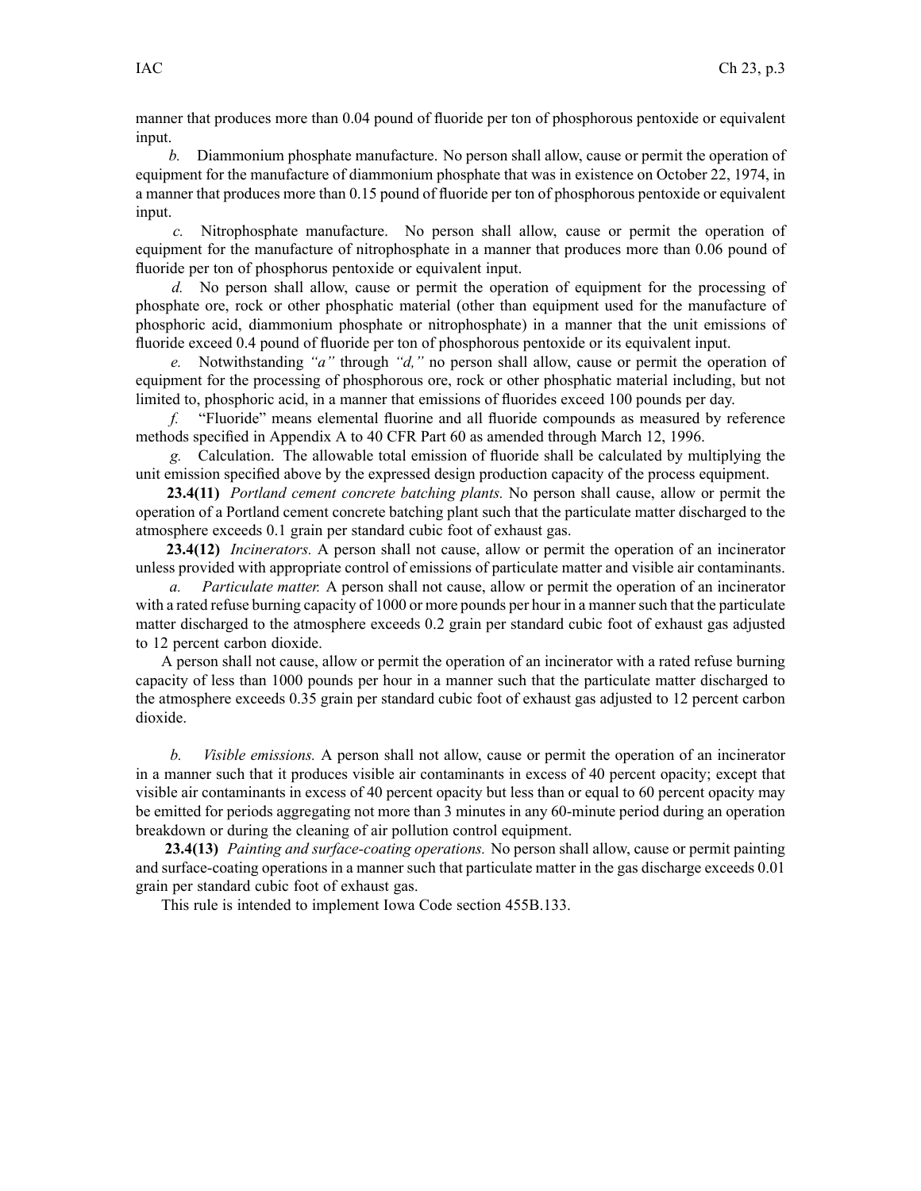manner that produces more than 0.04 pound of fluoride per ton of phosphorous pentoxide or equivalent input.

*b.* Diammonium phosphate manufacture. No person shall allow, cause or permit the operation of equipment for the manufacture of diammonium phosphate that was in existence on October 22, 1974, in a manner that produces more than 0.15 pound of fluoride per ton of phosphorous pentoxide or equivalent input.

*c.* Nitrophosphate manufacture. No person shall allow, cause or permit the operation of equipment for the manufacture of nitrophosphate in a manner that produces more than 0.06 pound of fluoride per ton of phosphorus pentoxide or equivalent input.

*d.* No person shall allow, cause or permit the operation of equipment for the processing of phosphate ore, rock or other phosphatic material (other than equipment used for the manufacture of phosphoric acid, diammonium phosphate or nitrophosphate) in a manner that the unit emissions of fluoride exceed 0.4 pound of fluoride per ton of phosphorous pentoxide or its equivalent input.

*e.* Notwithstanding *"a"* through *"d,"* no person shall allow, cause or permit the operation of equipment for the processing of phosphorous ore, rock or other phosphatic material including, but not limited to, phosphoric acid, in a manner that emissions of fluorides exceed 100 pounds per day.

*f.* "Fluoride" means elemental fluorine and all fluoride compounds as measured by reference methods specified in Appendix A to 40 CFR Part 60 as amended through March 12, 1996.

*g.* Calculation. The allowable total emission of fluoride shall be calculated by multiplying the unit emission specified above by the expressed design production capacity of the process equipment.

**23.4(11)** *Portland cement concrete batching plants.* No person shall cause, allow or permit the operation of a Portland cement concrete batching plant such that the particulate matter discharged to the atmosphere exceeds 0.1 grain per standard cubic foot of exhaust gas.

**23.4(12)** *Incinerators.* A person shall not cause, allow or permit the operation of an incinerator unless provided with appropriate control of emissions of particulate matter and visible air contaminants.

*a.* *Particulate matter.* A person shall not cause, allow or permit the operation of an incinerator with a rated refuse burning capacity of 1000 or more pounds per hour in a manner such that the particulate matter discharged to the atmosphere exceeds 0.2 grain per standard cubic foot of exhaust gas adjusted to 12 percent carbon dioxide.

A person shall not cause, allow or permit the operation of an incinerator with a rated refuse burning capacity of less than 1000 pounds per hour in a manner such that the particulate matter discharged to the atmosphere exceeds 0.35 grain per standard cubic foot of exhaust gas adjusted to 12 percent carbon dioxide.

*b.* *Visible emissions.* A person shall not allow, cause or permit the operation of an incinerator in a manner such that it produces visible air contaminants in excess of 40 percent opacity; except that visible air contaminants in excess of 40 percent opacity but less than or equal to 60 percent opacity may be emitted for periods aggregating not more than 3 minutes in any 60-minute period during an operation breakdown or during the cleaning of air pollution control equipment.

**23.4(13)** *Painting and surface-coating operations.* No person shall allow, cause or permit painting and surface-coating operations in a manner such that particulate matter in the gas discharge exceeds 0.01 grain per standard cubic foot of exhaust gas.

This rule is intended to implement Iowa Code section 455B.133.